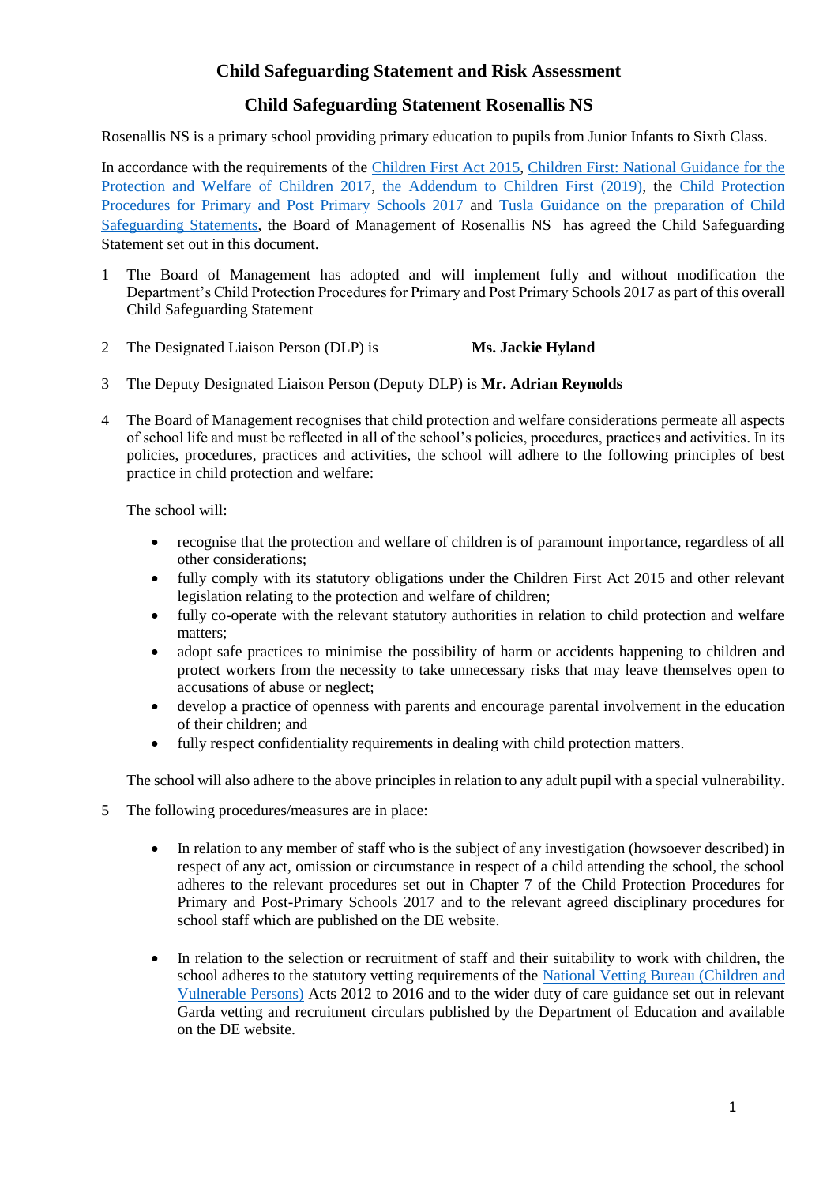# Child Safeguarding Statement and Risk Assessment

## Child Safeguarding Statement Rosenallis NS

Rosenallis NS is a primary school providing primary education to pupils from Junior Infants to Sixth Class.

In accordance with the requirements of the Children First Act 2015, Children First: National Guidance for the Protection and Welfare of Children 2017, the Addendum to Children First (2019), the Child Protection Procedures for Primary and Post Primary Schools 2017 and Tusla Guidance on the preparation of Child Safeguarding Statements, the Board of Management of Rosenallis NS has agreed the Child Safeguarding Statement set out in this document.

1. The Board of Management has adopted and will implement fully and without modification the Department's Child Protection Procedures for Primary and Post Primary Schools 2017 as part of this overall Child Safeguarding Statement

2. The Designated Liaison Person (DLP) is **Ms. Jackie Hyland**

3. The Deputy Designated Liaison Person (Deputy DLP) is **Mr. Adrian Reynolds**

4. The Board of Management recognises that child protection and welfare considerations permeate all aspects of school life and must be reflected in all of the school's policies, procedures, practices and activities. In its policies, procedures, practices and activities, the school will adhere to the following principles of best practice in child protection and welfare:

   The school will:

   - recognise that the protection and welfare of children is of paramount importance, regardless of all other considerations;
   - fully comply with its statutory obligations under the Children First Act 2015 and other relevant legislation relating to the protection and welfare of children;
   - fully co-operate with the relevant statutory authorities in relation to child protection and welfare matters;
   - adopt safe practices to minimise the possibility of harm or accidents happening to children and protect workers from the necessity to take unnecessary risks that may leave themselves open to accusations of abuse or neglect;
   - develop a practice of openness with parents and encourage parental involvement in the education of their children; and
   - fully respect confidentiality requirements in dealing with child protection matters.

   The school will also adhere to the above principles in relation to any adult pupil with a special vulnerability.

5. The following procedures/measures are in place:

   - In relation to any member of staff who is the subject of any investigation (howsoever described) in respect of any act, omission or circumstance in respect of a child attending the school, the school adheres to the relevant procedures set out in Chapter 7 of the Child Protection Procedures for Primary and Post-Primary Schools 2017 and to the relevant agreed disciplinary procedures for school staff which are published on the DE website.

   - In relation to the selection or recruitment of staff and their suitability to work with children, the school adheres to the statutory vetting requirements of the National Vetting Bureau (Children and Vulnerable Persons) Acts 2012 to 2016 and to the wider duty of care guidance set out in relevant Garda vetting and recruitment circulars published by the Department of Education and available on the DE website.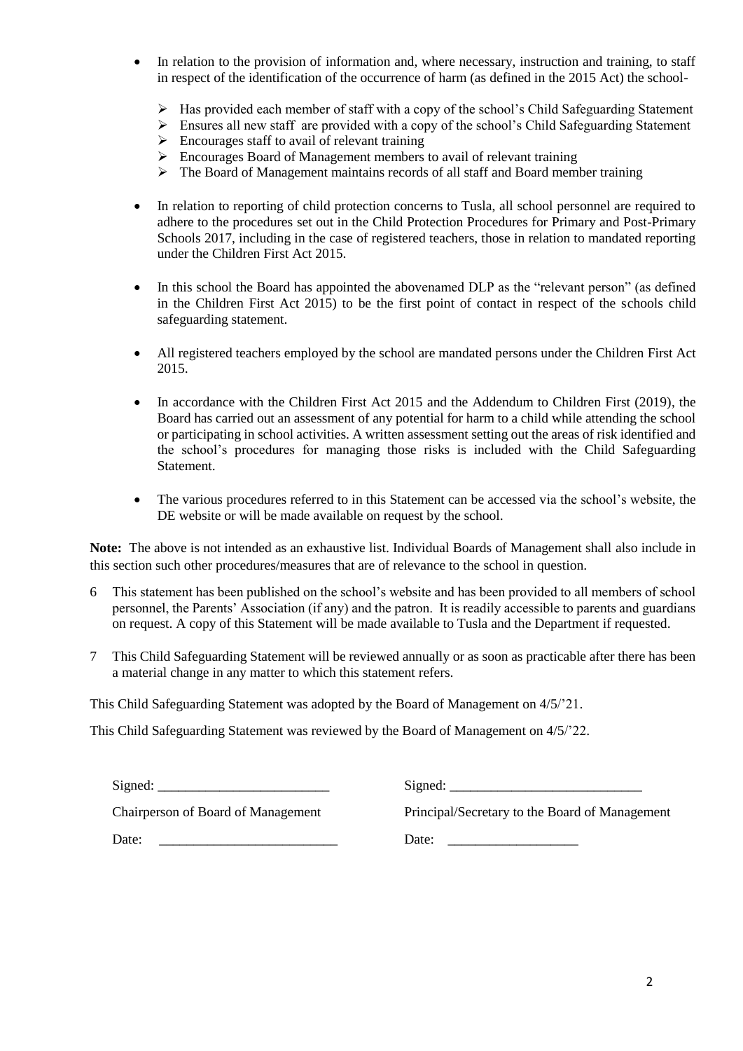- In relation to the provision of information and, where necessary, instruction and training, to staff in respect of the identification of the occurrence of harm (as defined in the 2015 Act) the school-
  - Has provided each member of staff with a copy of the school's Child Safeguarding Statement
  - Ensures all new staff are provided with a copy of the school's Child Safeguarding Statement
  - Encourages staff to avail of relevant training
  - Encourages Board of Management members to avail of relevant training
  - The Board of Management maintains records of all staff and Board member training

- In relation to reporting of child protection concerns to Tusla, all school personnel are required to adhere to the procedures set out in the Child Protection Procedures for Primary and Post-Primary Schools 2017, including in the case of registered teachers, those in relation to mandated reporting under the Children First Act 2015.

- In this school the Board has appointed the abovenamed DLP as the "relevant person" (as defined in the Children First Act 2015) to be the first point of contact in respect of the schools child safeguarding statement.

- All registered teachers employed by the school are mandated persons under the Children First Act 2015.

- In accordance with the Children First Act 2015 and the Addendum to Children First (2019), the Board has carried out an assessment of any potential for harm to a child while attending the school or participating in school activities. A written assessment setting out the areas of risk identified and the school's procedures for managing those risks is included with the Child Safeguarding Statement.

- The various procedures referred to in this Statement can be accessed via the school's website, the DE website or will be made available on request by the school.

**Note:** The above is not intended as an exhaustive list. Individual Boards of Management shall also include in this section such other procedures/measures that are of relevance to the school in question.

6 This statement has been published on the school's website and has been provided to all members of school personnel, the Parents' Association (if any) and the patron. It is readily accessible to parents and guardians on request. A copy of this Statement will be made available to Tusla and the Department if requested.

7 This Child Safeguarding Statement will be reviewed annually or as soon as practicable after there has been a material change in any matter to which this statement refers.

This Child Safeguarding Statement was adopted by the Board of Management on 4/5/'21.

This Child Safeguarding Statement was reviewed by the Board of Management on 4/5/'22.

Signed: ________________________ Signed: ___________________________

Chairperson of Board of Management Principal/Secretary to the Board of Management

Date: __________________________ Date: ___________________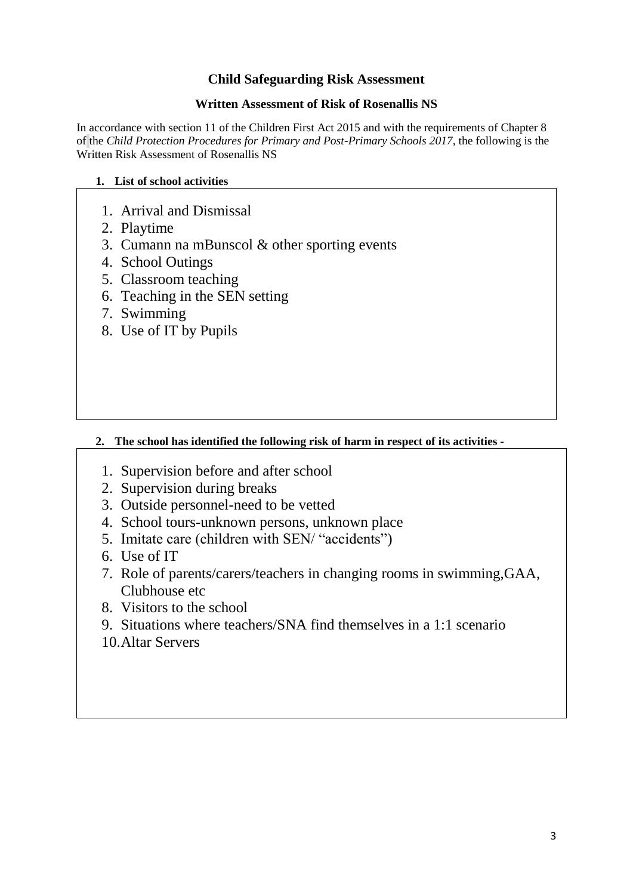# Child Safeguarding Risk Assessment

## Written Assessment of Risk of Rosenallis NS

In accordance with section 11 of the Children First Act 2015 and with the requirements of Chapter 8 of the *Child Protection Procedures for Primary and Post-Primary Schools 2017*, the following is the Written Risk Assessment of Rosenallis NS

### 1. List of school activities

1. Arrival and Dismissal
2. Playtime
3. Cumann na mBunscol & other sporting events
4. School Outings
5. Classroom teaching
6. Teaching in the SEN setting
7. Swimming
8. Use of IT by Pupils

### 2. The school has identified the following risk of harm in respect of its activities -

1. Supervision before and after school
2. Supervision during breaks
3. Outside personnel-need to be vetted
4. School tours-unknown persons, unknown place
5. Imitate care (children with SEN/ "accidents")
6. Use of IT
7. Role of parents/carers/teachers in changing rooms in swimming,GAA, Clubhouse etc
8. Visitors to the school
9. Situations where teachers/SNA find themselves in a 1:1 scenario
10. Altar Servers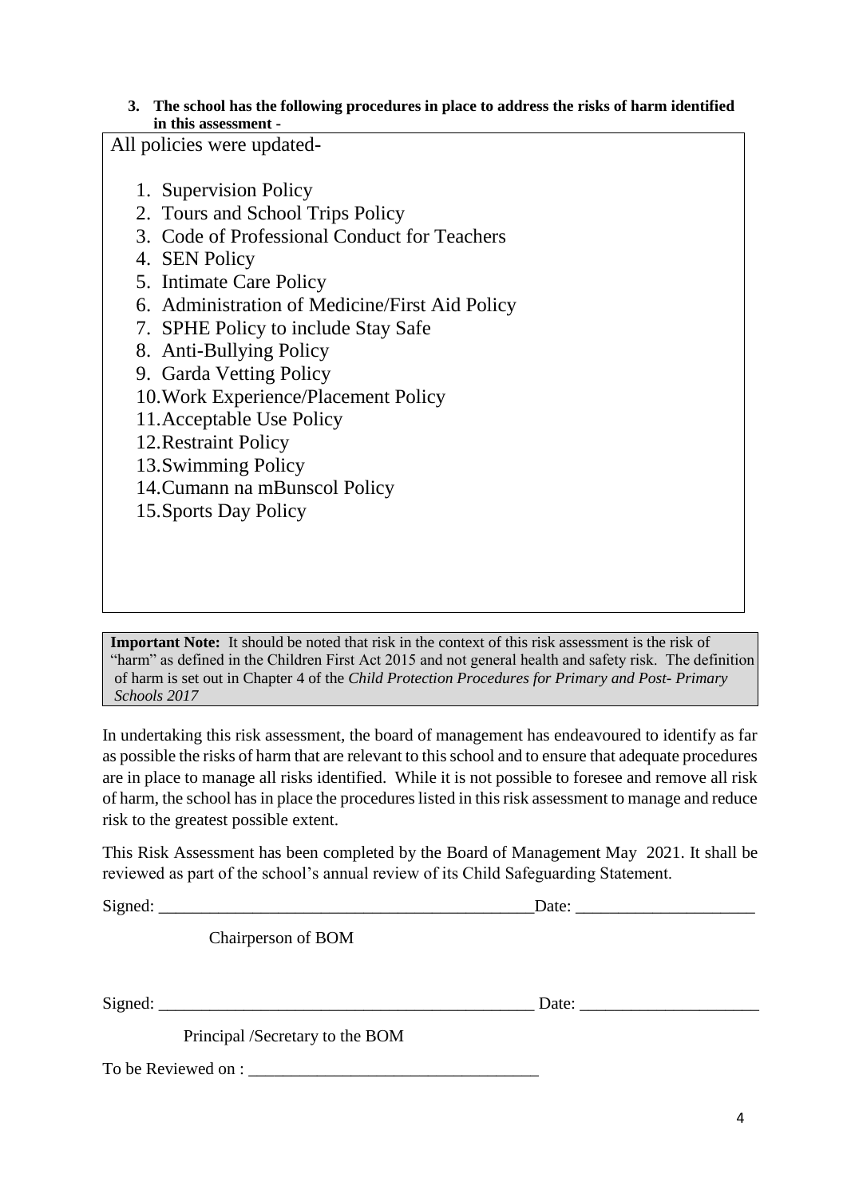**3. The school has the following procedures in place to address the risks of harm identified in this assessment -**

All policies were updated-

1. Supervision Policy
2. Tours and School Trips Policy
3. Code of Professional Conduct for Teachers
4. SEN Policy
5. Intimate Care Policy
6. Administration of Medicine/First Aid Policy
7. SPHE Policy to include Stay Safe
8. Anti-Bullying Policy
9. Garda Vetting Policy
10. Work Experience/Placement Policy
11. Acceptable Use Policy
12. Restraint Policy
13. Swimming Policy
14. Cumann na mBunscol Policy
15. Sports Day Policy

**Important Note:** It should be noted that risk in the context of this risk assessment is the risk of "harm" as defined in the Children First Act 2015 and not general health and safety risk. The definition of harm is set out in Chapter 4 of the *Child Protection Procedures for Primary and Post- Primary Schools 2017*

In undertaking this risk assessment, the board of management has endeavoured to identify as far as possible the risks of harm that are relevant to this school and to ensure that adequate procedures are in place to manage all risks identified. While it is not possible to foresee and remove all risk of harm, the school has in place the procedures listed in this risk assessment to manage and reduce risk to the greatest possible extent.

This Risk Assessment has been completed by the Board of Management May 2021. It shall be reviewed as part of the school's annual review of its Child Safeguarding Statement.

Signed: _____________________________________________Date: ____________________

Chairperson of BOM

Signed: _____________________________________________ Date: ____________________

Principal /Secretary to the BOM

To be Reviewed on : __________________________________